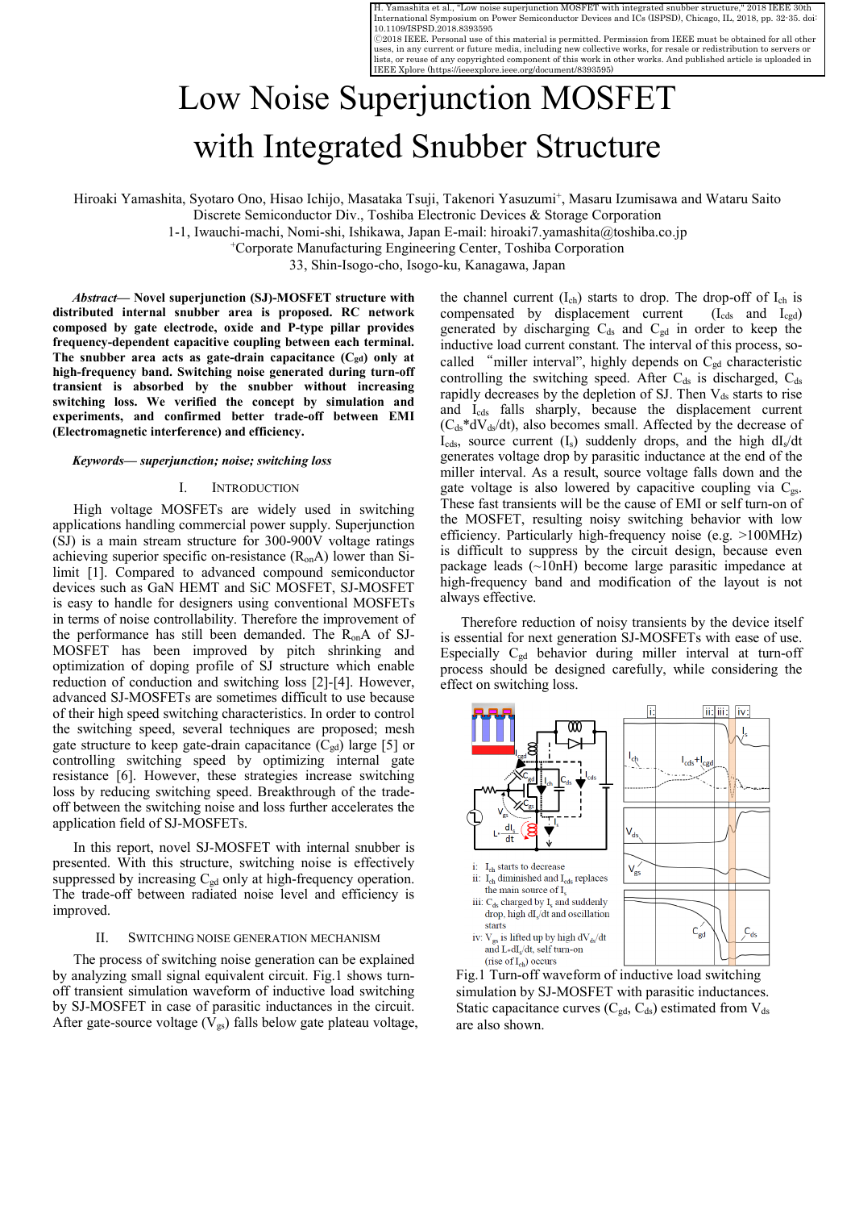H. Yamashita et al., "Low noise superjunction MOSFET with integrated snubber structure," 2018 IEEE 30th International Symposium on Power Semiconductor Devices and ICs (ISPSD), Chicago, IL, 2018, pp. 32-35. doi: 10.1109/ISPSD.2018.8393595
©2018 IEEE. Personal use of this material is permitted. Permission from IEEE must be obtained for all other uses, in any current or future media, including new collective works, for resale or redistribution to servers or lists, or reuse of any copyrighted component of this work in other works. And published article is uploaded in IEEE Xplore (https://ieeexplore.ieee.org/document/8393595)

# Low Noise Superjunction MOSFET with Integrated Snubber Structure

Hiroaki Yamashita, Syotaro Ono, Hisao Ichijo, Masataka Tsuji, Takenori Yasuzumi[+], Masaru Izumisawa and Wataru Saito
Discrete Semiconductor Div., Toshiba Electronic Devices & Storage Corporation
1-1, Iwauchi-machi, Nomi-shi, Ishikawa, Japan E-mail: hiroaki7.yamashita@toshiba.co.jp
[+]Corporate Manufacturing Engineering Center, Toshiba Corporation
33, Shin-Isogo-cho, Isogo-ku, Kanagawa, Japan

***Abstract*— Novel superjunction (SJ)-MOSFET structure with distributed internal snubber area is proposed. RC network composed by gate electrode, oxide and P-type pillar provides frequency-dependent capacitive coupling between each terminal. The snubber area acts as gate-drain capacitance ($C_{gd}$) only at high-frequency band. Switching noise generated during turn-off transient is absorbed by the snubber without increasing switching loss. We verified the concept by simulation and experiments, and confirmed better trade-off between EMI (Electromagnetic interference) and efficiency.**

***Keywords*— superjunction; noise; switching loss**

## I. Introduction

High voltage MOSFETs are widely used in switching applications handling commercial power supply. Superjunction (SJ) is a main stream structure for 300-900V voltage ratings achieving superior specific on-resistance ($R_{on}A$) lower than Si-limit [1]. Compared to advanced compound semiconductor devices such as GaN HEMT and SiC MOSFET, SJ-MOSFET is easy to handle for designers using conventional MOSFETs in terms of noise controllability. Therefore the improvement of the performance has still been demanded. The $R_{on}A$ of SJ-MOSFET has been improved by pitch shrinking and optimization of doping profile of SJ structure which enable reduction of conduction and switching loss [2]-[4]. However, advanced SJ-MOSFETs are sometimes difficult to use because of their high speed switching characteristics. In order to control the switching speed, several techniques are proposed; mesh gate structure to keep gate-drain capacitance ($C_{gd}$) large [5] or controlling switching speed by optimizing internal gate resistance [6]. However, these strategies increase switching loss by reducing switching speed. Breakthrough of the trade-off between the switching noise and loss further accelerates the application field of SJ-MOSFETs.

In this report, novel SJ-MOSFET with internal snubber is presented. With this structure, switching noise is effectively suppressed by increasing $C_{gd}$ only at high-frequency operation. The trade-off between radiated noise level and efficiency is improved.

## II. Switching Noise Generation Mechanism

The process of switching noise generation can be explained by analyzing small signal equivalent circuit. Fig.1 shows turn-off transient simulation waveform of inductive load switching by SJ-MOSFET in case of parasitic inductances in the circuit. After gate-source voltage ($V_{gs}$) falls below gate plateau voltage, the channel current ($I_{ch}$) starts to drop. The drop-off of $I_{ch}$ is compensated by displacement current ($I_{cds}$ and $I_{cgd}$) generated by discharging $C_{ds}$ and $C_{gd}$ in order to keep the inductive load current constant. The interval of this process, so-called "miller interval", highly depends on $C_{gd}$ characteristic controlling the switching speed. After $C_{ds}$ is discharged, $C_{ds}$ rapidly decreases by the depletion of SJ. Then $V_{ds}$ starts to rise and $I_{cds}$ falls sharply, because the displacement current ($C_{ds}$*$dV_{ds}/dt$), also becomes small. Affected by the decrease of $I_{cds}$, source current ($I_s$) suddenly drops, and the high $dI_s/dt$ generates voltage drop by parasitic inductance at the end of the miller interval. As a result, source voltage falls down and the gate voltage is also lowered by capacitive coupling via $C_{gs}$. These fast transients will be the cause of EMI or self turn-on of the MOSFET, resulting noisy switching behavior with low efficiency. Particularly high-frequency noise (e.g. >100MHz) is difficult to suppress by the circuit design, because even package leads (~10nH) become large parasitic impedance at high-frequency band and modification of the layout is not always effective.

Therefore reduction of noisy transients by the device itself is essential for next generation SJ-MOSFETs with ease of use. Especially $C_{gd}$ behavior during miller interval at turn-off process should be designed carefully, while considering the effect on switching loss.

i: $I_{ch}$ starts to decrease
ii: $I_{ch}$ diminished and $I_{cds}$ replaces the main source of $I_s$
iii: $C_{ds}$ charged by $I_s$ and suddenly drop, high $dI_s/dt$ and oscillation starts
iv: $V_{gs}$ is lifted up by high $dV_{ds}/dt$ and L*$dI_s/dt$, self turn-on (rise of $I_{ch}$) occurs

Fig.1 Turn-off waveform of inductive load switching simulation by SJ-MOSFET with parasitic inductances. Static capacitance curves ($C_{gd}$, $C_{ds}$) estimated from $V_{ds}$ are also shown.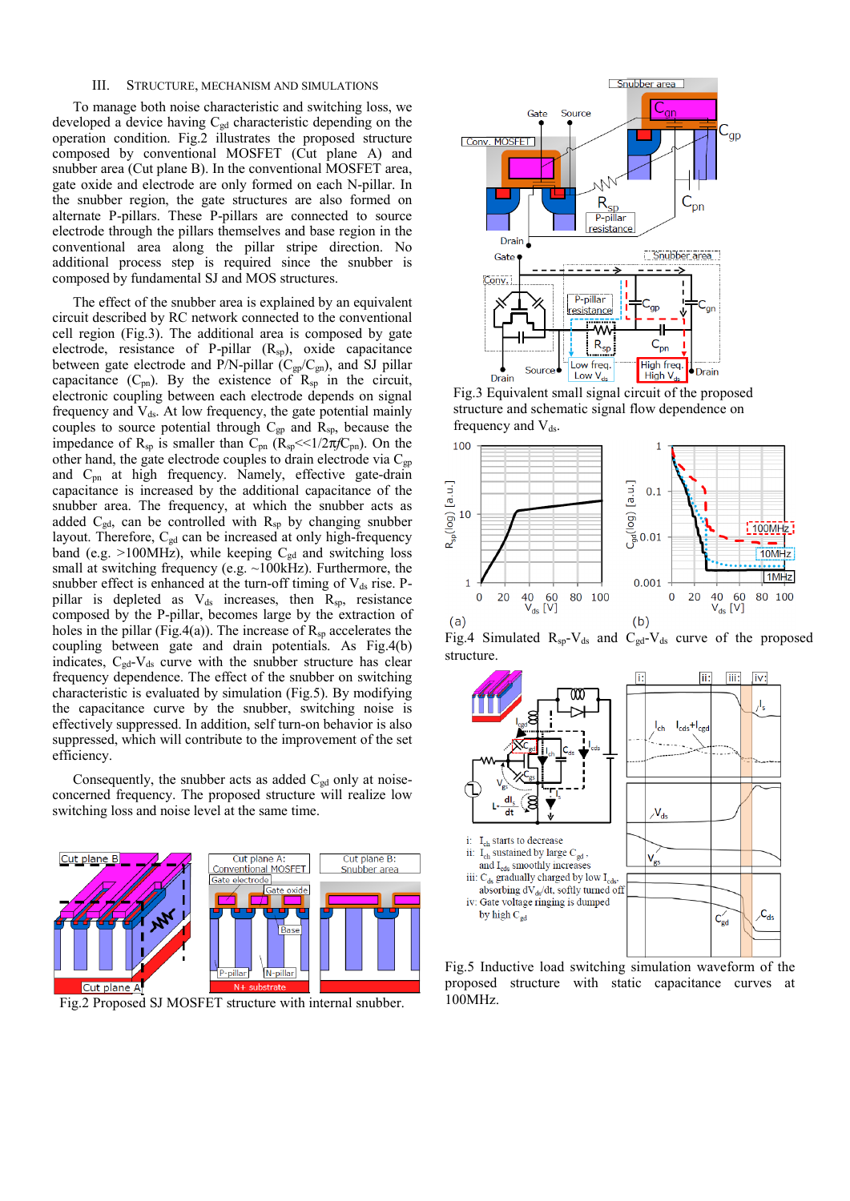## III. Structure, Mechanism and Simulations

To manage both noise characteristic and switching loss, we developed a device having $C_{gd}$ characteristic depending on the operation condition. Fig.2 illustrates the proposed structure composed by conventional MOSFET (Cut plane A) and snubber area (Cut plane B). In the conventional MOSFET area, gate oxide and electrode are only formed on each N-pillar. In the snubber region, the gate structures are also formed on alternate P-pillars. These P-pillars are connected to source electrode through the pillars themselves and base region in the conventional area along the pillar stripe direction. No additional process step is required since the snubber is composed by fundamental SJ and MOS structures.

The effect of the snubber area is explained by an equivalent circuit described by RC network connected to the conventional cell region (Fig.3). The additional area is composed by gate electrode, resistance of P-pillar ($R_{sp}$), oxide capacitance between gate electrode and P/N-pillar ($C_{gp}$/$C_{gn}$), and SJ pillar capacitance ($C_{pn}$). By the existence of $R_{sp}$ in the circuit, electronic coupling between each electrode depends on signal frequency and $V_{ds}$. At low frequency, the gate potential mainly couples to source potential through $C_{gp}$ and $R_{sp}$, because the impedance of $R_{sp}$ is smaller than $C_{pn}$ ($R_{sp} \ll 1/2\pi f C_{pn}$). On the other hand, the gate electrode couples to drain electrode via $C_{gp}$ and $C_{pn}$ at high frequency. Namely, effective gate-drain capacitance is increased by the additional capacitance of the snubber area. The frequency, at which the snubber acts as added $C_{gd}$, can be controlled with $R_{sp}$ by changing snubber layout. Therefore, $C_{gd}$ can be increased at only high-frequency band (e.g. >100MHz), while keeping $C_{gd}$ and switching loss small at switching frequency (e.g. ~100kHz). Furthermore, the snubber effect is enhanced at the turn-off timing of $V_{ds}$ rise. P-pillar is depleted as $V_{ds}$ increases, then $R_{sp}$, resistance composed by the P-pillar, becomes large by the extraction of holes in the pillar (Fig.4(a)). The increase of $R_{sp}$ accelerates the coupling between gate and drain potentials. As Fig.4(b) indicates, $C_{gd}$-$V_{ds}$ curve with the snubber structure has clear frequency dependence. The effect of the snubber on switching characteristic is evaluated by simulation (Fig.5). By modifying the capacitance curve by the snubber, switching noise is effectively suppressed. In addition, self turn-on behavior is also suppressed, which will contribute to the improvement of the set efficiency.

Consequently, the snubber acts as added $C_{gd}$ only at noise-concerned frequency. The proposed structure will realize low switching loss and noise level at the same time.

Fig.2 Proposed SJ MOSFET structure with internal snubber.

Fig.3 Equivalent small signal circuit of the proposed structure and schematic signal flow dependence on frequency and $V_{ds}$.

Fig.4 Simulated $R_{sp}$-$V_{ds}$ and $C_{gd}$-$V_{ds}$ curve of the proposed structure.

i: $I_{ch}$ starts to decrease
ii: $I_{ch}$ sustained by large $C_{gd}$, and $I_{cds}$ smoothly increases
iii: $C_{ds}$ gradually charged by low $I_{cds}$, absorbing $dV_{ds}/dt$, softly turned off
iv: Gate voltage ringing is dumped by high $C_{gd}$

Fig.5 Inductive load switching simulation waveform of the proposed structure with static capacitance curves at 100MHz.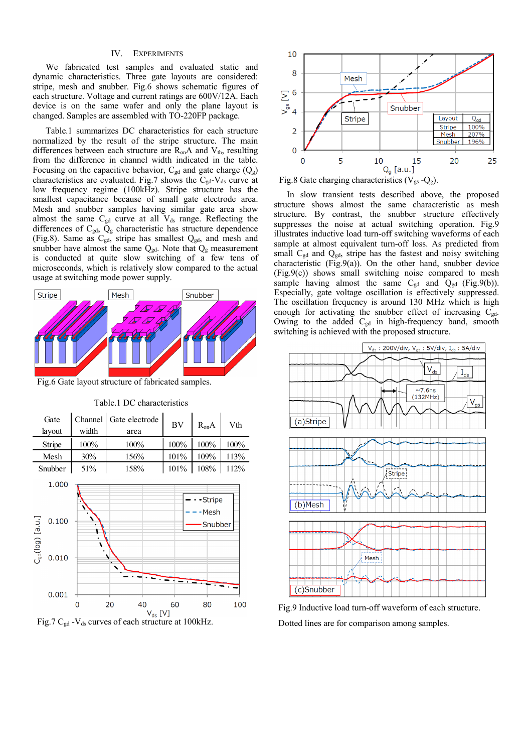## IV. Experiments

We fabricated test samples and evaluated static and dynamic characteristics. Three gate layouts are considered: stripe, mesh and snubber. Fig.6 shows schematic figures of each structure. Voltage and current ratings are 600V/12A. Each device is on the same wafer and only the plane layout is changed. Samples are assembled with TO-220FP package.

Table.1 summarizes DC characteristics for each structure normalized by the result of the stripe structure. The main differences between each structure are $R_{on}A$ and $V_{th}$, resulting from the difference in channel width indicated in the table. Focusing on the capacitive behavior, $C_{gd}$ and gate charge ($Q_g$) characteristics are evaluated. Fig.7 shows the $C_{gd}$-$V_{ds}$ curve at low frequency regime (100kHz). Stripe structure has the smallest capacitance because of small gate electrode area. Mesh and snubber samples having similar gate area show almost the same $C_{gd}$ curve at all $V_{ds}$ range. Reflecting the differences of $C_{gd}$, $Q_g$ characteristic has structure dependence (Fig.8). Same as $C_{gd}$, stripe has smallest $Q_{gd}$, and mesh and snubber have almost the same $Q_{gd}$. Note that $Q_g$ measurement is conducted at quite slow switching of a few tens of microseconds, which is relatively slow compared to the actual usage at switching mode power supply.

Fig.6 Gate layout structure of fabricated samples.

Table.1 DC characteristics

| Gate layout | Channel width | Gate electrode area | BV | $R_{on}A$ | Vth |
|---|---|---|---|---|---|
| Stripe | 100% | 100% | 100% | 100% | 100% |
| Mesh | 30% | 156% | 101% | 109% | 113% |
| Snubber | 51% | 158% | 101% | 108% | 112% |

Fig.7 $C_{gd}$ -$V_{ds}$ curves of each structure at 100kHz.

| Layout | $Q_{gd}$ |
|---|---|
| Stripe | 100% |
| Mesh | 207% |
| Snubber | 196% |

Fig.8 Gate charging characteristics ($V_{gs}$ -$Q_g$).

In slow transient tests described above, the proposed structure shows almost the same characteristic as mesh structure. By contrast, the snubber structure effectively suppresses the noise at actual switching operation. Fig.9 illustrates inductive load turn-off switching waveforms of each sample at almost equivalent turn-off loss. As predicted from small $C_{gd}$ and $Q_{gd}$, stripe has the fastest and noisy switching characteristic (Fig.9(a)). On the other hand, snubber device (Fig.9(c)) shows small switching noise compared to mesh sample having almost the same $C_{gd}$ and $Q_{gd}$ (Fig.9(b)). Especially, gate voltage oscillation is effectively suppressed. The oscillation frequency is around 130 MHz which is high enough for activating the snubber effect of increasing $C_{gd}$. Owing to the added $C_{gd}$ in high-frequency band, smooth switching is achieved with the proposed structure.

Fig.9 Inductive load turn-off waveform of each structure.

Dotted lines are for comparison among samples.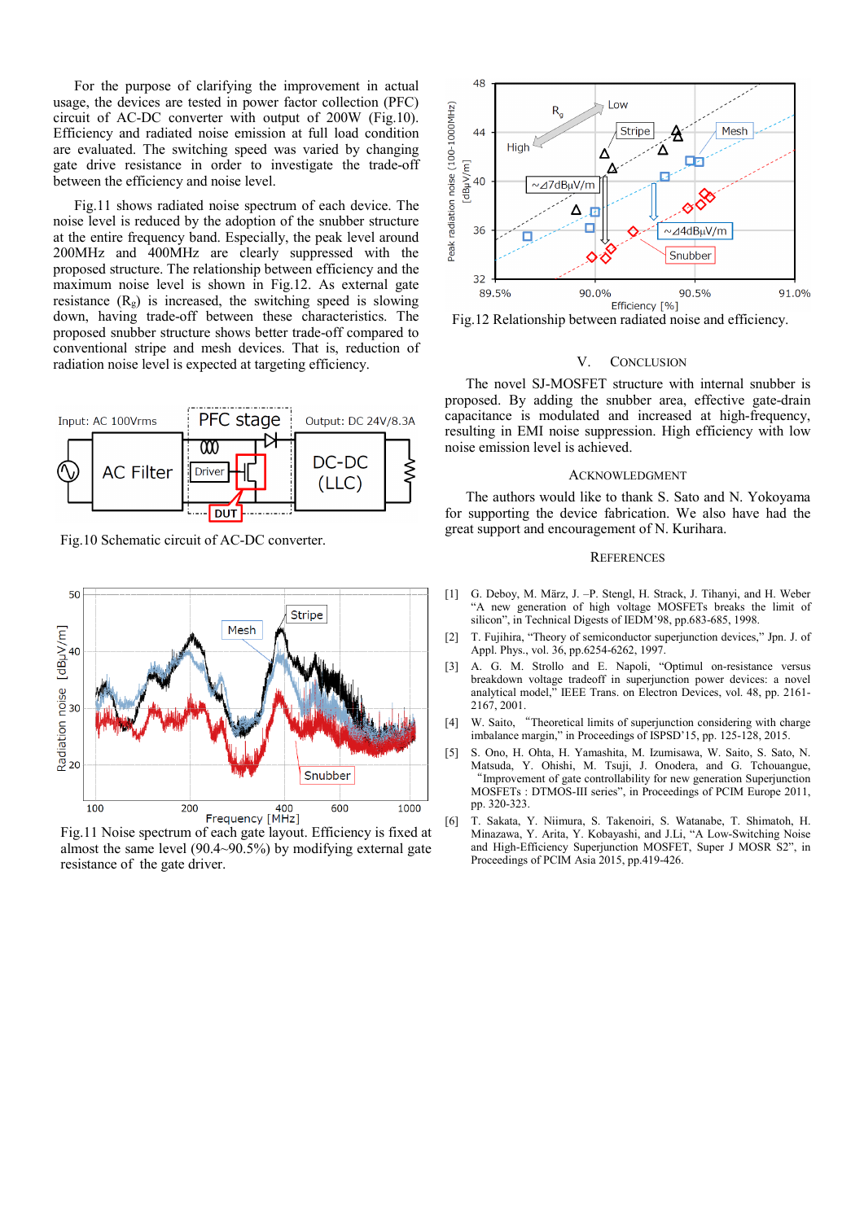For the purpose of clarifying the improvement in actual usage, the devices are tested in power factor collection (PFC) circuit of AC-DC converter with output of 200W (Fig.10). Efficiency and radiated noise emission at full load condition are evaluated. The switching speed was varied by changing gate drive resistance in order to investigate the trade-off between the efficiency and noise level.

Fig.11 shows radiated noise spectrum of each device. The noise level is reduced by the adoption of the snubber structure at the entire frequency band. Especially, the peak level around 200MHz and 400MHz are clearly suppressed with the proposed structure. The relationship between efficiency and the maximum noise level is shown in Fig.12. As external gate resistance ($R_g$) is increased, the switching speed is slowing down, having trade-off between these characteristics. The proposed snubber structure shows better trade-off compared to conventional stripe and mesh devices. That is, reduction of radiation noise level is expected at targeting efficiency.

Input: AC 100Vrms
PFC stage
Output: DC 24V/8.3A
AC Filter
Driver
DUT
DC-DC (LLC)

Fig.10 Schematic circuit of AC-DC converter.

50
40
30
20
Radiation noise [dBμV/m]
Mesh
Stripe
Snubber
100
200
400
600
1000
Frequency [MHz]

Fig.11 Noise spectrum of each gate layout. Efficiency is fixed at almost the same level (90.4~90.5%) by modifying external gate resistance of the gate driver.

48
44
40
36
32
Peak radiation noise (100-1000MHz) [dBμV/m]
$R_g$
Low
High
Stripe
Mesh
~⊿7dBμV/m
~⊿4dBμV/m
Snubber
89.5%
90.0%
90.5%
91.0%
Efficiency [%]

Fig.12 Relationship between radiated noise and efficiency.

## V. Conclusion

The novel SJ-MOSFET structure with internal snubber is proposed. By adding the snubber area, effective gate-drain capacitance is modulated and increased at high-frequency, resulting in EMI noise suppression. High efficiency with low noise emission level is achieved.

## Acknowledgment

The authors would like to thank S. Sato and N. Yokoyama for supporting the device fabrication. We also have had the great support and encouragement of N. Kurihara.

## References

[1] G. Deboy, M. März, J. –P. Stengl, H. Strack, J. Tihanyi, and H. Weber "A new generation of high voltage MOSFETs breaks the limit of silicon", in Technical Digests of IEDM'98, pp.683-685, 1998.

[2] T. Fujihira, "Theory of semiconductor superjunction devices," Jpn. J. of Appl. Phys., vol. 36, pp.6254-6262, 1997.

[3] A. G. M. Strollo and E. Napoli, "Optimul on-resistance versus breakdown voltage tradeoff in superjunction power devices: a novel analytical model," IEEE Trans. on Electron Devices, vol. 48, pp. 2161-2167, 2001.

[4] W. Saito, "Theoretical limits of superjunction considering with charge imbalance margin," in Proceedings of ISPSD'15, pp. 125-128, 2015.

[5] S. Ono, H. Ohta, H. Yamashita, M. Izumisawa, W. Saito, S. Sato, N. Matsuda, Y. Ohishi, M. Tsuji, J. Onodera, and G. Tchouangue, "Improvement of gate controllability for new generation Superjunction MOSFETs : DTMOS-III series", in Proceedings of PCIM Europe 2011, pp. 320-323.

[6] T. Sakata, Y. Niimura, S. Takenoiri, S. Watanabe, T. Shimatoh, H. Minazawa, Y. Arita, Y. Kobayashi, and J.Li, "A Low-Switching Noise and High-Efficiency Superjunction MOSFET, Super J MOSR S2", in Proceedings of PCIM Asia 2015, pp.419-426.